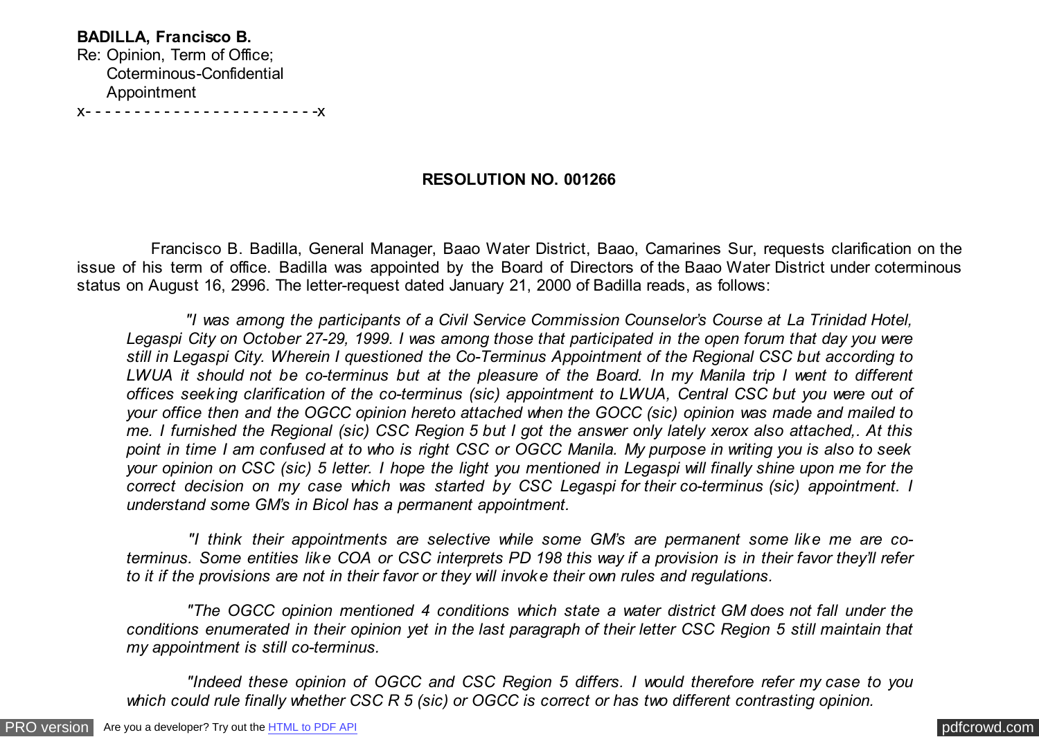**BADILLA, Francisco B.**
Re: Opinion, Term of Office;
Coterminous-Confidential
Appointment
x- - - - - - - - - - - - - - - - - - - - - - - -x

**RESOLUTION NO. 001266**

Francisco B. Badilla, General Manager, Baao Water District, Baao, Camarines Sur, requests clarification on the issue of his term of office. Badilla was appointed by the Board of Directors of the Baao Water District under coterminous status on August 16, 2996. The letter-request dated January 21, 2000 of Badilla reads, as follows:

> *"I was among the participants of a Civil Service Commission Counselor's Course at La Trinidad Hotel, Legaspi City on October 27-29, 1999. I was among those that participated in the open forum that day you were still in Legaspi City. Wherein I questioned the Co-Terminus Appointment of the Regional CSC but according to LWUA it should not be co-terminus but at the pleasure of the Board. In my Manila trip I went to different offices seeking clarification of the co-terminus (sic) appointment to LWUA, Central CSC but you were out of your office then and the OGCC opinion hereto attached when the GOCC (sic) opinion was made and mailed to me. I furnished the Regional (sic) CSC Region 5 but I got the answer only lately xerox also attached,. At this point in time I am confused at to who is right CSC or OGCC Manila. My purpose in writing you is also to seek your opinion on CSC (sic) 5 letter. I hope the light you mentioned in Legaspi will finally shine upon me for the correct decision on my case which was started by CSC Legaspi for their co-terminus (sic) appointment. I understand some GM's in Bicol has a permanent appointment.*
>
> *"I think their appointments are selective while some GM's are permanent some like me are co-terminus. Some entities like COA or CSC interprets PD 198 this way if a provision is in their favor they'll refer to it if the provisions are not in their favor or they will invoke their own rules and regulations.*
>
> *"The OGCC opinion mentioned 4 conditions which state a water district GM does not fall under the conditions enumerated in their opinion yet in the last paragraph of their letter CSC Region 5 still maintain that my appointment is still co-terminus.*
>
> *"Indeed these opinion of OGCC and CSC Region 5 differs. I would therefore refer my case to you which could rule finally whether CSC R 5 (sic) or OGCC is correct or has two different contrasting opinion.*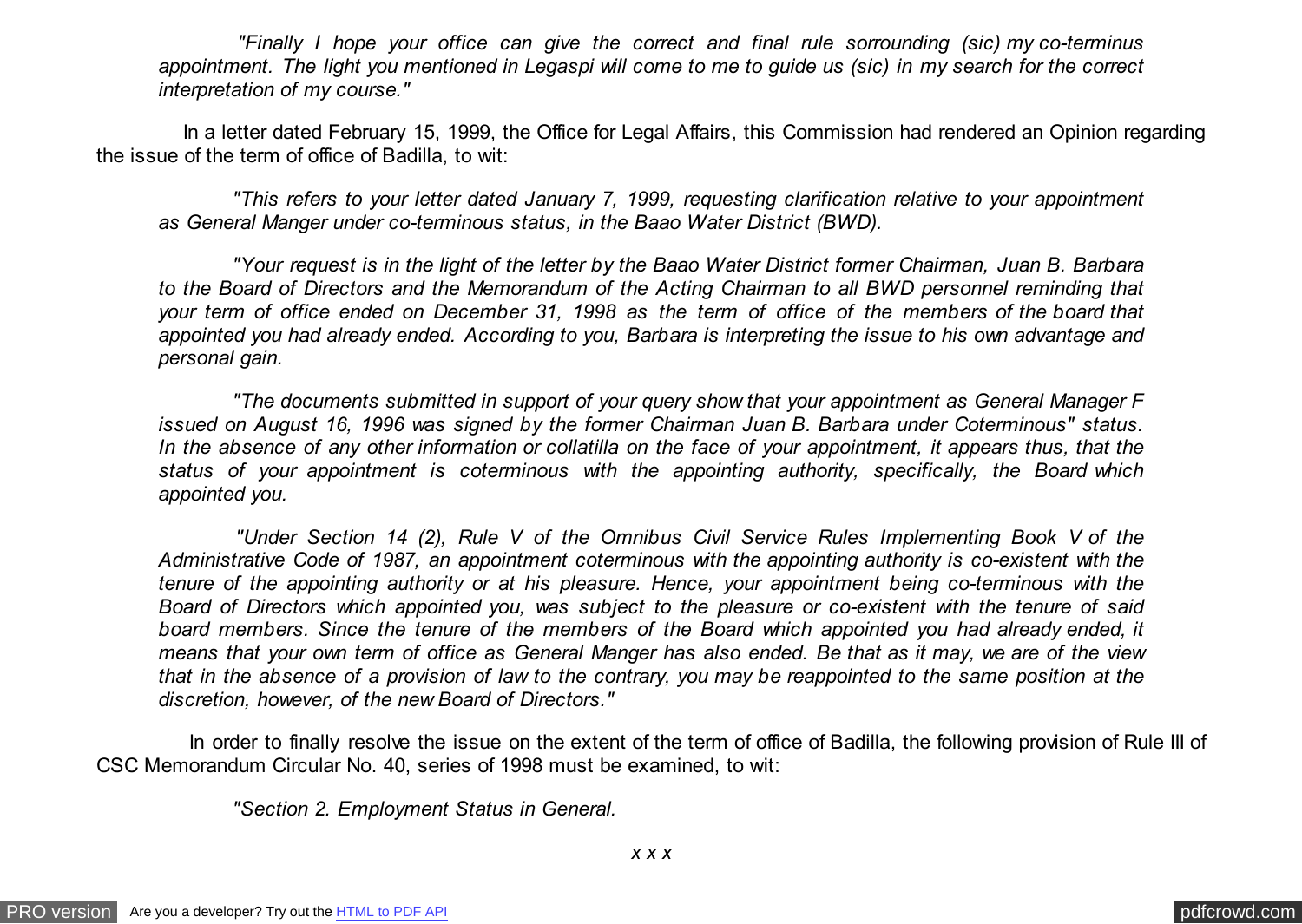*"Finally I hope your office can give the correct and final rule sorrounding (sic) my co-terminus appointment. The light you mentioned in Legaspi will come to me to guide us (sic) in my search for the correct interpretation of my course."*

In a letter dated February 15, 1999, the Office for Legal Affairs, this Commission had rendered an Opinion regarding the issue of the term of office of Badilla, to wit:

*"This refers to your letter dated January 7, 1999, requesting clarification relative to your appointment as General Manger under co-terminous status, in the Baao Water District (BWD).*

*"Your request is in the light of the letter by the Baao Water District former Chairman, Juan B. Barbara to the Board of Directors and the Memorandum of the Acting Chairman to all BWD personnel reminding that your term of office ended on December 31, 1998 as the term of office of the members of the board that appointed you had already ended. According to you, Barbara is interpreting the issue to his own advantage and personal gain.*

*"The documents submitted in support of your query show that your appointment as General Manager F issued on August 16, 1996 was signed by the former Chairman Juan B. Barbara under Coterminous" status. In the absence of any other information or collatilla on the face of your appointment, it appears thus, that the status of your appointment is coterminous with the appointing authority, specifically, the Board which appointed you.*

*"Under Section 14 (2), Rule V of the Omnibus Civil Service Rules Implementing Book V of the Administrative Code of 1987, an appointment coterminous with the appointing authority is co-existent with the tenure of the appointing authority or at his pleasure. Hence, your appointment being co-terminous with the Board of Directors which appointed you, was subject to the pleasure or co-existent with the tenure of said board members. Since the tenure of the members of the Board which appointed you had already ended, it means that your own term of office as General Manger has also ended. Be that as it may, we are of the view that in the absence of a provision of law to the contrary, you may be reappointed to the same position at the discretion, however, of the new Board of Directors."*

In order to finally resolve the issue on the extent of the term of office of Badilla, the following provision of Rule III of CSC Memorandum Circular No. 40, series of 1998 must be examined, to wit:

*"Section 2. Employment Status in General.*

*x x x*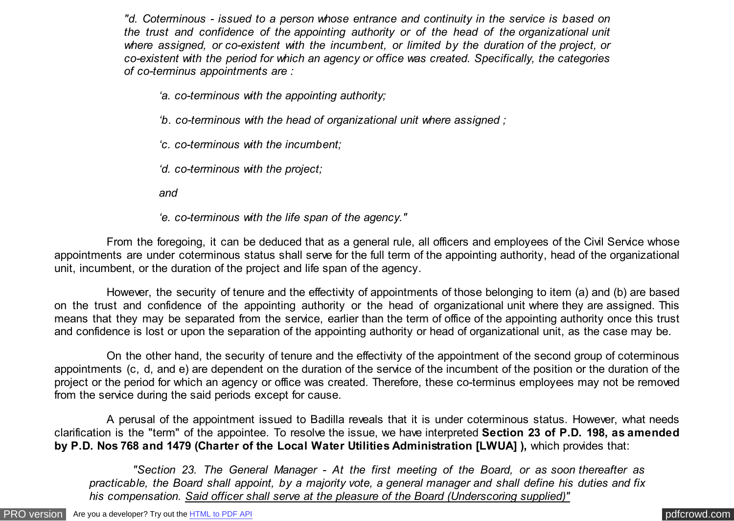*"d. Coterminous - issued to a person whose entrance and continuity in the service is based on the trust and confidence of the appointing authority or of the head of the organizational unit where assigned, or co-existent with the incumbent, or limited by the duration of the project, or co-existent with the period for which an agency or office was created. Specifically, the categories of co-terminus appointments are :*

> *'a. co-terminous with the appointing authority;*
>
> *'b. co-terminous with the head of organizational unit where assigned ;*
>
> *'c. co-terminous with the incumbent;*
>
> *'d. co-terminous with the project;*
>
> *and*
>
> *'e. co-terminous with the life span of the agency."*

From the foregoing, it can be deduced that as a general rule, all officers and employees of the Civil Service whose appointments are under coterminous status shall serve for the full term of the appointing authority, head of the organizational unit, incumbent, or the duration of the project and life span of the agency.

However, the security of tenure and the effectivity of appointments of those belonging to item (a) and (b) are based on the trust and confidence of the appointing authority or the head of organizational unit where they are assigned. This means that they may be separated from the service, earlier than the term of office of the appointing authority once this trust and confidence is lost or upon the separation of the appointing authority or head of organizational unit, as the case may be.

On the other hand, the security of tenure and the effectivity of the appointment of the second group of coterminous appointments (c, d, and e) are dependent on the duration of the service of the incumbent of the position or the duration of the project or the period for which an agency or office was created. Therefore, these co-terminus employees may not be removed from the service during the said periods except for cause.

A perusal of the appointment issued to Badilla reveals that it is under coterminous status. However, what needs clarification is the "term" of the appointee. To resolve the issue, we have interpreted **Section 23 of P.D. 198, as amended by P.D. Nos 768 and 1479 (Charter of the Local Water Utilities Administration [LWUA] ),** which provides that:

> *"Section 23. The General Manager - At the first meeting of the Board, or as soon thereafter as practicable, the Board shall appoint, by a majority vote, a general manager and shall define his duties and fix his compensation. Said officer shall serve at the pleasure of the Board (Underscoring supplied)"*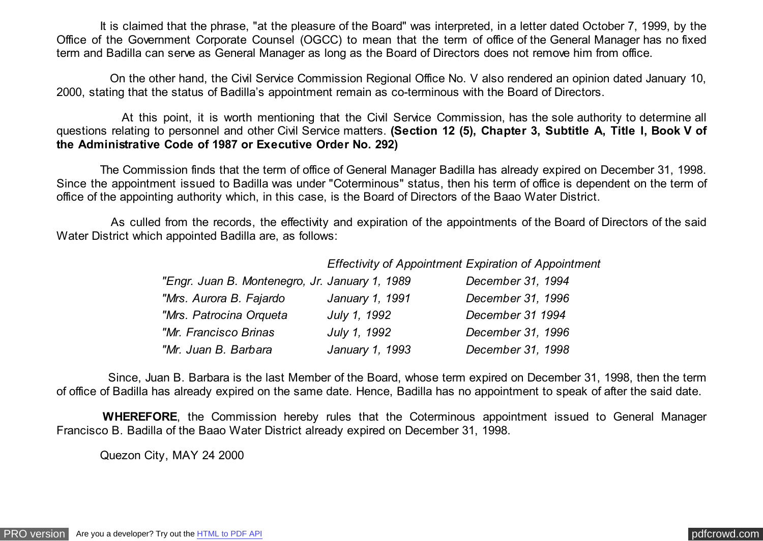It is claimed that the phrase, "at the pleasure of the Board" was interpreted, in a letter dated October 7, 1999, by the Office of the Government Corporate Counsel (OGCC) to mean that the term of office of the General Manager has no fixed term and Badilla can serve as General Manager as long as the Board of Directors does not remove him from office.

On the other hand, the Civil Service Commission Regional Office No. V also rendered an opinion dated January 10, 2000, stating that the status of Badilla's appointment remain as co-terminous with the Board of Directors.

At this point, it is worth mentioning that the Civil Service Commission, has the sole authority to determine all questions relating to personnel and other Civil Service matters. **(Section 12 (5), Chapter 3, Subtitle A, Title I, Book V of the Administrative Code of 1987 or Executive Order No. 292)**

The Commission finds that the term of office of General Manager Badilla has already expired on December 31, 1998. Since the appointment issued to Badilla was under "Coterminous" status, then his term of office is dependent on the term of office of the appointing authority which, in this case, is the Board of Directors of the Baao Water District.

As culled from the records, the effectivity and expiration of the appointments of the Board of Directors of the said Water District which appointed Badilla are, as follows:

| | *Effectivity of Appointment* | *Expiration of Appointment* |
|---|---|---|
| *"Engr. Juan B. Montenegro, Jr.* | *January 1, 1989* | *December 31, 1994* |
| *"Mrs. Aurora B. Fajardo* | *January 1, 1991* | *December 31, 1996* |
| *"Mrs. Patrocina Orqueta* | *July 1, 1992* | *December 31 1994* |
| *"Mr. Francisco Brinas* | *July 1, 1992* | *December 31, 1996* |
| *"Mr. Juan B. Barbara* | *January 1, 1993* | *December 31, 1998* |

Since, Juan B. Barbara is the last Member of the Board, whose term expired on December 31, 1998, then the term of office of Badilla has already expired on the same date. Hence, Badilla has no appointment to speak of after the said date.

**WHEREFORE**, the Commission hereby rules that the Coterminous appointment issued to General Manager Francisco B. Badilla of the Baao Water District already expired on December 31, 1998.

Quezon City, MAY 24 2000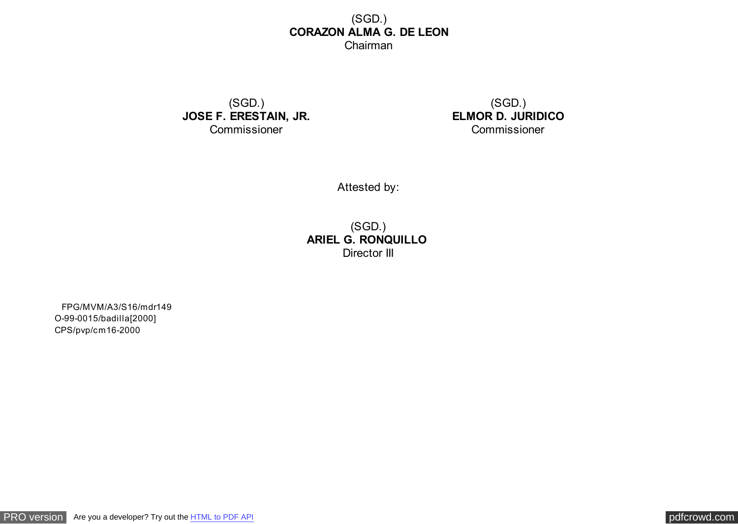(SGD.)
**CORAZON ALMA G. DE LEON**
Chairman

(SGD.)
**JOSE F. ERESTAIN, JR.**
Commissioner

(SGD.)
**ELMOR D. JURIDICO**
Commissioner

Attested by:

(SGD.)
**ARIEL G. RONQUILLO**
Director III

FPG/MVM/A3/S16/mdr149
O-99-0015/badilla[2000]
CPS/pvp/cm16-2000